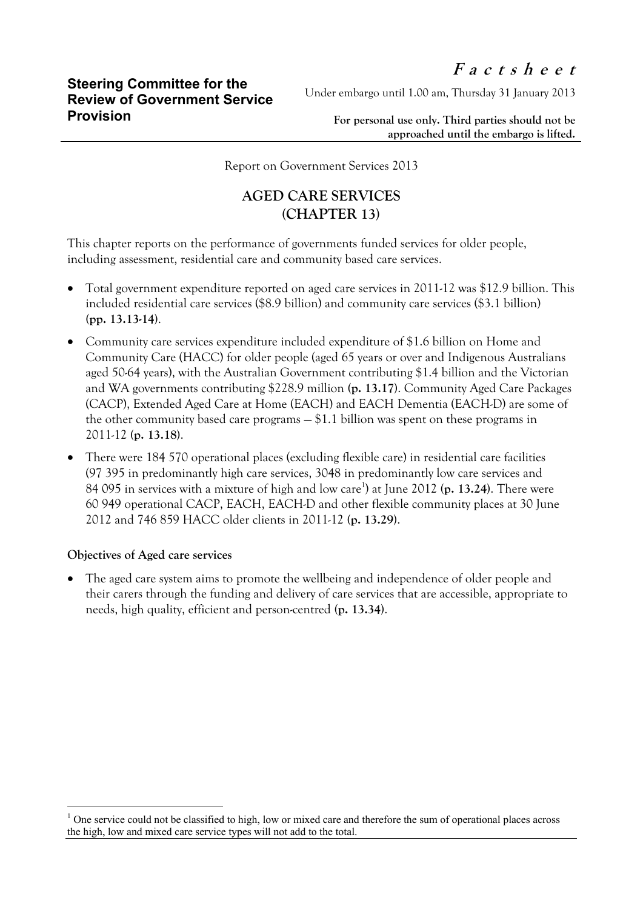**Steering Committee for the Review of Government Service Provision**

***F a c t s h e e t***

Under embargo until 1.00 am, Thursday 31 January 2013

**For personal use only. Third parties should not be approached until the embargo is lifted.**

Report on Government Services 2013

# AGED CARE SERVICES (CHAPTER 13)

This chapter reports on the performance of governments funded services for older people, including assessment, residential care and community based care services.

- Total government expenditure reported on aged care services in 2011-12 was $12.9 billion. This included residential care services ($8.9 billion) and community care services ($3.1 billion) **(pp. 13.13-14)**.
- Community care services expenditure included expenditure of $1.6 billion on Home and Community Care (HACC) for older people (aged 65 years or over and Indigenous Australians aged 50-64 years), with the Australian Government contributing $1.4 billion and the Victorian and WA governments contributing $228.9 million **(p. 13.17)**. Community Aged Care Packages (CACP), Extended Aged Care at Home (EACH) and EACH Dementia (EACH-D) are some of the other community based care programs — $1.1 billion was spent on these programs in 2011-12 **(p. 13.18)**.
- There were 184 570 operational places (excluding flexible care) in residential care facilities (97 395 in predominantly high care services, 3048 in predominantly low care services and 84 095 in services with a mixture of high and low care[1]) at June 2012 **(p. 13.24)**. There were 60 949 operational CACP, EACH, EACH-D and other flexible community places at 30 June 2012 and 746 859 HACC older clients in 2011-12 **(p. 13.29)**.

**Objectives of Aged care services**

- The aged care system aims to promote the wellbeing and independence of older people and their carers through the funding and delivery of care services that are accessible, appropriate to needs, high quality, efficient and person-centred **(p. 13.34)**.

[1] One service could not be classified to high, low or mixed care and therefore the sum of operational places across the high, low and mixed care service types will not add to the total.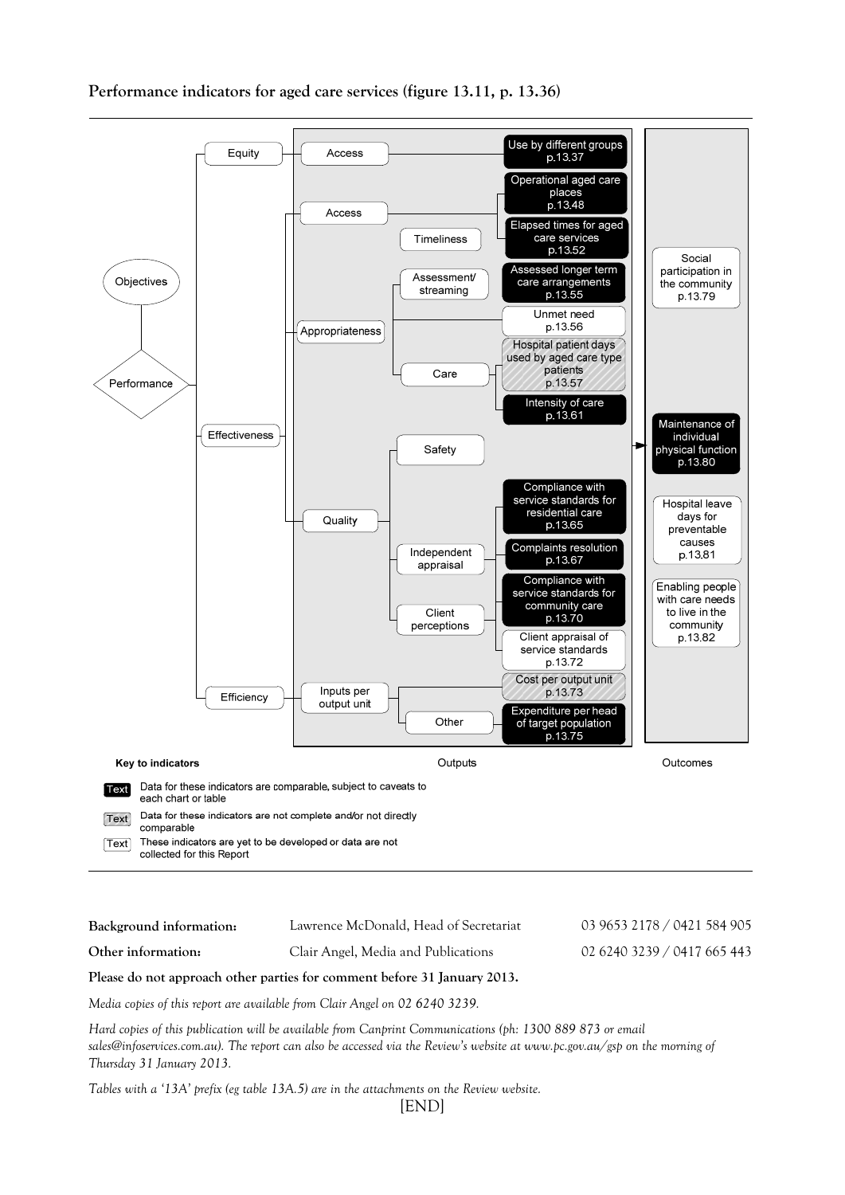**Performance indicators for aged care services (figure 13.11, p. 13.36)**

Objectives

Performance

Equity

Access

Use by different groups p.13.37

Effectiveness

Access

Operational aged care places p.13.48

Timeliness

Elapsed times for aged care services p.13.52

Appropriateness

Assessment/ streaming

Assessed longer term care arrangements p.13.55

Unmet need p.13.56

Care

Hospital patient days used by aged care type patients p.13.57

Intensity of care p.13.61

Quality

Safety

Independent appraisal

Compliance with service standards for residential care p.13.65

Complaints resolution p.13.67

Client perceptions

Compliance with service standards for community care p.13.70

Client appraisal of service standards p.13.72

Efficiency

Inputs per output unit

Cost per output unit p.13.73

Other

Expenditure per head of target population p.13.75

Social participation in the community p.13.79

Maintenance of individual physical function p.13.80

Hospital leave days for preventable causes p.13.81

Enabling people with care needs to live in the community p.13.82

Outputs

Outcomes

**Key to indicators**

Text — Data for these indicators are comparable, subject to caveats to each chart or table

Text — Data for these indicators are not complete and/or not directly comparable

Text — These indicators are yet to be developed or data are not collected for this Report

| | | |
|---|---|---|
| **Background information:** | Lawrence McDonald, Head of Secretariat | 03 9653 2178 / 0421 584 905 |
| **Other information:** | Clair Angel, Media and Publications | 02 6240 3239 / 0417 665 443 |

**Please do not approach other parties for comment before 31 January 2013.**

*Media copies of this report are available from Clair Angel on 02 6240 3239.*

*Hard copies of this publication will be available from Canprint Communications (ph: 1300 889 873 or email sales@infoservices.com.au). The report can also be accessed via the Review's website at www.pc.gov.au/gsp on the morning of Thursday 31 January 2013.*

*Tables with a '13A' prefix (eg table 13A.5) are in the attachments on the Review website.*

[END]